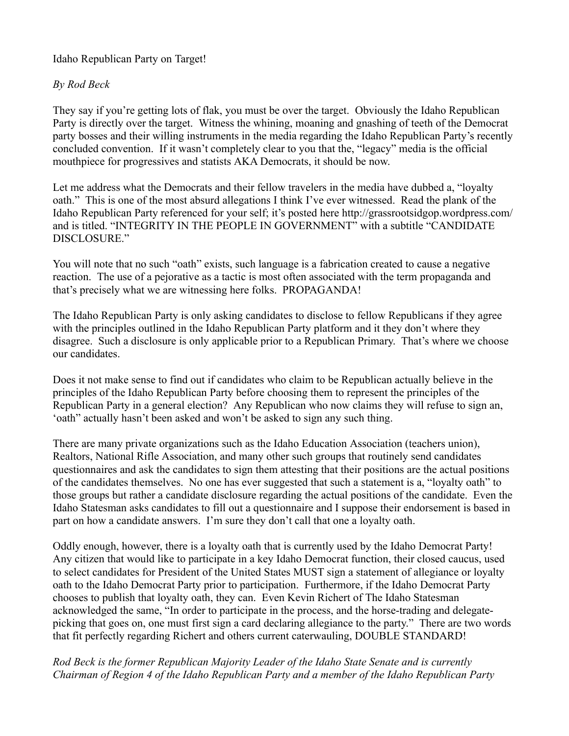# Idaho Republican Party on Target!

*By Rod Beck*

They say if you're getting lots of flak, you must be over the target. Obviously the Idaho Republican Party is directly over the target. Witness the whining, moaning and gnashing of teeth of the Democrat party bosses and their willing instruments in the media regarding the Idaho Republican Party's recently concluded convention. If it wasn't completely clear to you that the, "legacy" media is the official mouthpiece for progressives and statists AKA Democrats, it should be now.

Let me address what the Democrats and their fellow travelers in the media have dubbed a, "loyalty oath." This is one of the most absurd allegations I think I've ever witnessed. Read the plank of the Idaho Republican Party referenced for your self; it's posted here http://grassrootsidgop.wordpress.com/ and is titled. "INTEGRITY IN THE PEOPLE IN GOVERNMENT" with a subtitle "CANDIDATE DISCLOSURE."

You will note that no such "oath" exists, such language is a fabrication created to cause a negative reaction. The use of a pejorative as a tactic is most often associated with the term propaganda and that's precisely what we are witnessing here folks. PROPAGANDA!

The Idaho Republican Party is only asking candidates to disclose to fellow Republicans if they agree with the principles outlined in the Idaho Republican Party platform and it they don't where they disagree. Such a disclosure is only applicable prior to a Republican Primary. That's where we choose our candidates.

Does it not make sense to find out if candidates who claim to be Republican actually believe in the principles of the Idaho Republican Party before choosing them to represent the principles of the Republican Party in a general election? Any Republican who now claims they will refuse to sign an, 'oath" actually hasn't been asked and won't be asked to sign any such thing.

There are many private organizations such as the Idaho Education Association (teachers union), Realtors, National Rifle Association, and many other such groups that routinely send candidates questionnaires and ask the candidates to sign them attesting that their positions are the actual positions of the candidates themselves. No one has ever suggested that such a statement is a, "loyalty oath" to those groups but rather a candidate disclosure regarding the actual positions of the candidate. Even the Idaho Statesman asks candidates to fill out a questionnaire and I suppose their endorsement is based in part on how a candidate answers. I'm sure they don't call that one a loyalty oath.

Oddly enough, however, there is a loyalty oath that is currently used by the Idaho Democrat Party! Any citizen that would like to participate in a key Idaho Democrat function, their closed caucus, used to select candidates for President of the United States MUST sign a statement of allegiance or loyalty oath to the Idaho Democrat Party prior to participation. Furthermore, if the Idaho Democrat Party chooses to publish that loyalty oath, they can. Even Kevin Richert of The Idaho Statesman acknowledged the same, "In order to participate in the process, and the horse-trading and delegate-picking that goes on, one must first sign a card declaring allegiance to the party." There are two words that fit perfectly regarding Richert and others current caterwauling, DOUBLE STANDARD!

*Rod Beck is the former Republican Majority Leader of the Idaho State Senate and is currently Chairman of Region 4 of the Idaho Republican Party and a member of the Idaho Republican Party*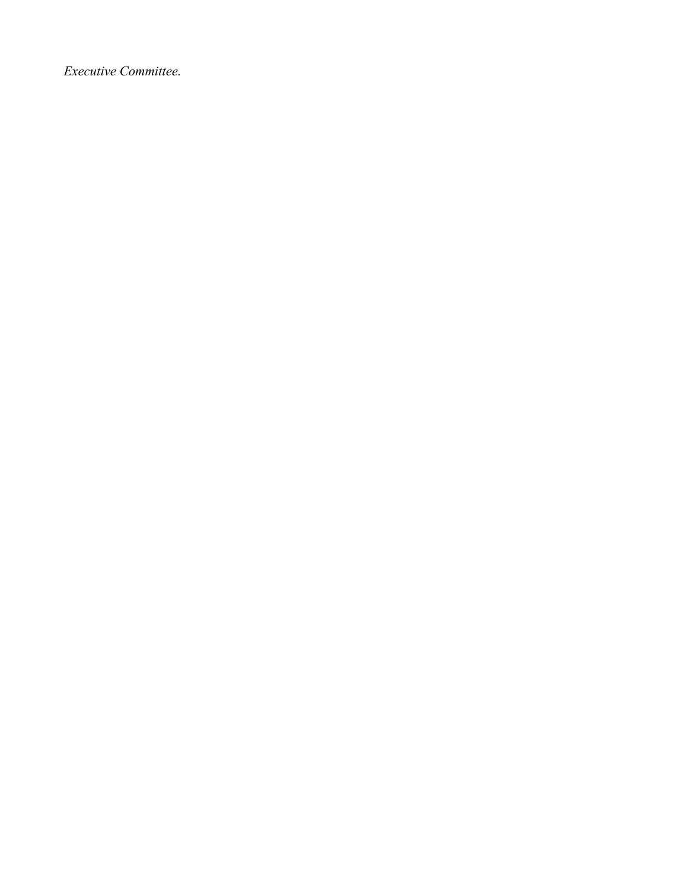*Executive Committee.*